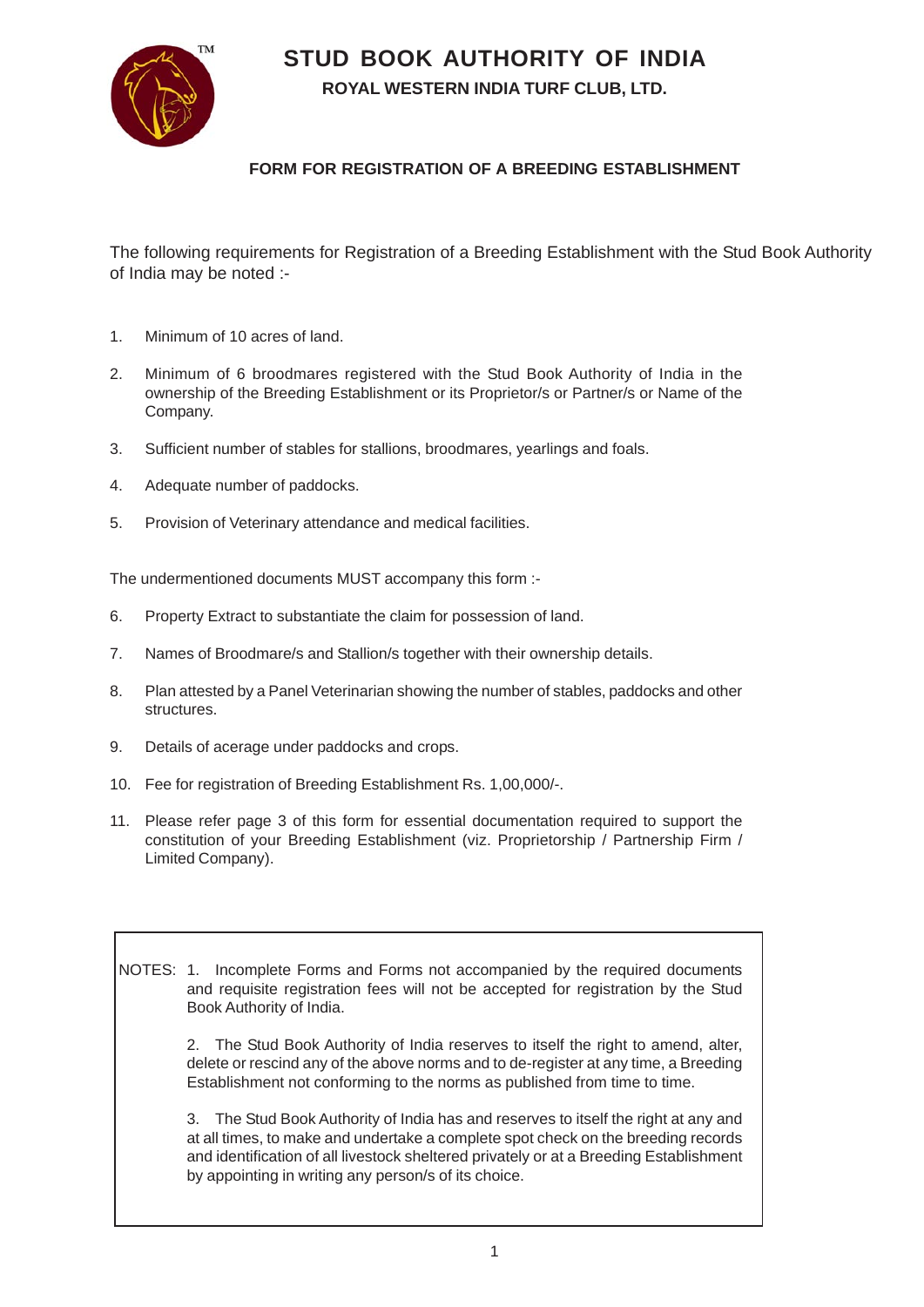# STUD BOOK AUTHORITY OF INDIA

## ROYAL WESTERN INDIA TURF CLUB, LTD.

### FORM FOR REGISTRATION OF A BREEDING ESTABLISHMENT

The following requirements for Registration of a Breeding Establishment with the Stud Book Authority of India may be noted :-

1. Minimum of 10 acres of land.
2. Minimum of 6 broodmares registered with the Stud Book Authority of India in the ownership of the Breeding Establishment or its Proprietor/s or Partner/s or Name of the Company.
3. Sufficient number of stables for stallions, broodmares, yearlings and foals.
4. Adequate number of paddocks.
5. Provision of Veterinary attendance and medical facilities.

The undermentioned documents MUST accompany this form :-

6. Property Extract to substantiate the claim for possession of land.
7. Names of Broodmare/s and Stallion/s together with their ownership details.
8. Plan attested by a Panel Veterinarian showing the number of stables, paddocks and other structures.
9. Details of acerage under paddocks and crops.
10. Fee for registration of Breeding Establishment Rs. 1,00,000/-.
11. Please refer page 3 of this form for essential documentation required to support the constitution of your Breeding Establishment (viz. Proprietorship / Partnership Firm / Limited Company).

NOTES:

1. Incomplete Forms and Forms not accompanied by the required documents and requisite registration fees will not be accepted for registration by the Stud Book Authority of India.
2. The Stud Book Authority of India reserves to itself the right to amend, alter, delete or rescind any of the above norms and to de-register at any time, a Breeding Establishment not conforming to the norms as published from time to time.
3. The Stud Book Authority of India has and reserves to itself the right at any and at all times, to make and undertake a complete spot check on the breeding records and identification of all livestock sheltered privately or at a Breeding Establishment by appointing in writing any person/s of its choice.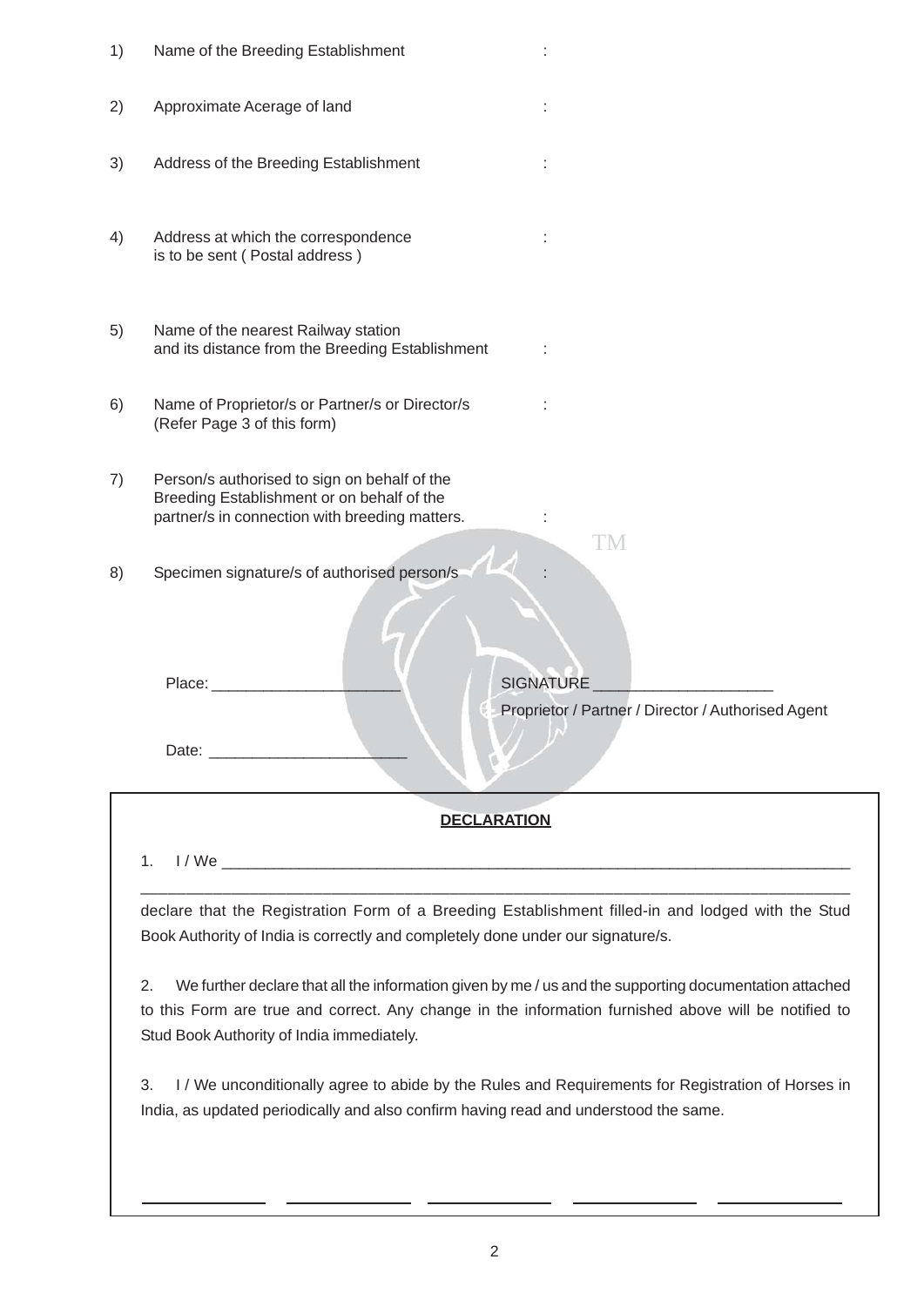1) Name of the Breeding Establishment :

2) Approximate Acerage of land :

3) Address of the Breeding Establishment :

4) Address at which the correspondence is to be sent ( Postal address ) :

5) Name of the nearest Railway station and its distance from the Breeding Establishment :

6) Name of Proprietor/s or Partner/s or Director/s (Refer Page 3 of this form) :

7) Person/s authorised to sign on behalf of the Breeding Establishment or on behalf of the partner/s in connection with breeding matters. :

8) Specimen signature/s of authorised person/s :

Place: ______________________ SIGNATURE ____________________

Proprietor / Partner / Director / Authorised Agent

Date: ______________________

**DECLARATION**

1. I / We ________________________________________________________________________

________________________________________________________________________________

declare that the Registration Form of a Breeding Establishment filled-in and lodged with the Stud Book Authority of India is correctly and completely done under our signature/s.

2. We further declare that all the information given by me / us and the supporting documentation attached to this Form are true and correct. Any change in the information furnished above will be notified to Stud Book Authority of India immediately.

3. I / We unconditionally agree to abide by the Rules and Requirements for Registration of Horses in India, as updated periodically and also confirm having read and understood the same.

______________ ______________ ______________ ______________ ______________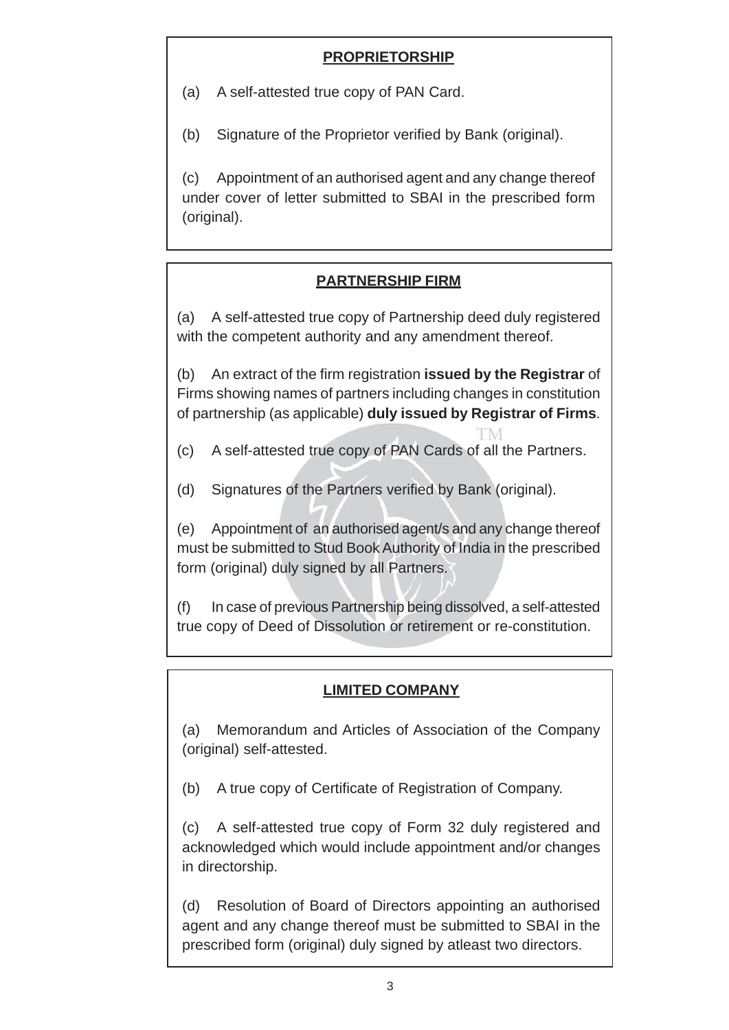## PROPRIETORSHIP

(a) A self-attested true copy of PAN Card.

(b) Signature of the Proprietor verified by Bank (original).

(c) Appointment of an authorised agent and any change thereof under cover of letter submitted to SBAI in the prescribed form (original).

## PARTNERSHIP FIRM

(a) A self-attested true copy of Partnership deed duly registered with the competent authority and any amendment thereof.

(b) An extract of the firm registration **issued by the Registrar** of Firms showing names of partners including changes in constitution of partnership (as applicable) **duly issued by Registrar of Firms**.

(c) A self-attested true copy of PAN Cards of all the Partners.

(d) Signatures of the Partners verified by Bank (original).

(e) Appointment of an authorised agent/s and any change thereof must be submitted to Stud Book Authority of India in the prescribed form (original) duly signed by all Partners.

(f) In case of previous Partnership being dissolved, a self-attested true copy of Deed of Dissolution or retirement or re-constitution.

## LIMITED COMPANY

(a) Memorandum and Articles of Association of the Company (original) self-attested.

(b) A true copy of Certificate of Registration of Company.

(c) A self-attested true copy of Form 32 duly registered and acknowledged which would include appointment and/or changes in directorship.

(d) Resolution of Board of Directors appointing an authorised agent and any change thereof must be submitted to SBAI in the prescribed form (original) duly signed by atleast two directors.